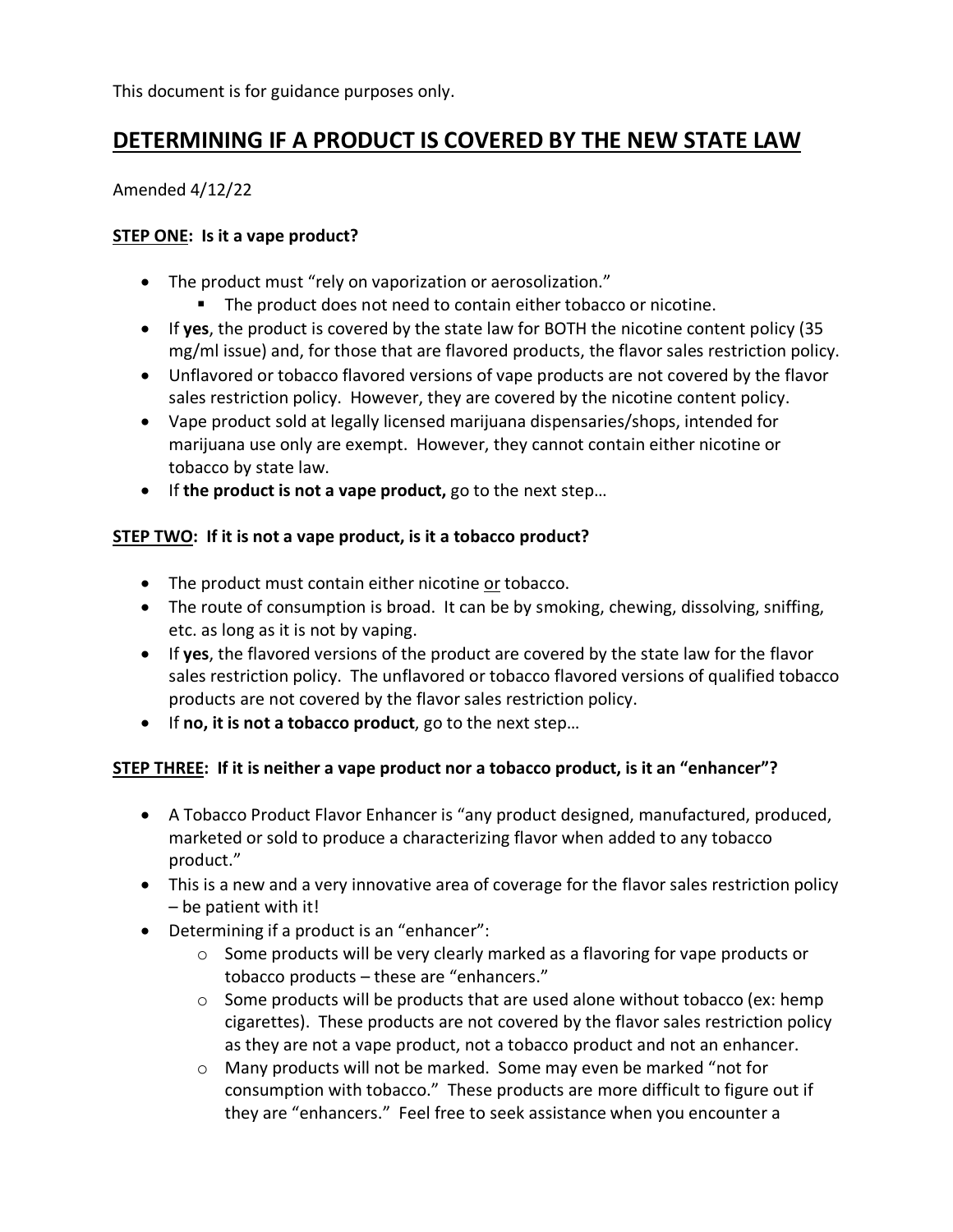This document is for guidance purposes only.

# DETERMINING IF A PRODUCT IS COVERED BY THE NEW STATE LAW

Amended 4/12/22

### STEP ONE: Is it a vape product?

- The product must "rely on vaporization or aerosolization."
  - The product does not need to contain either tobacco or nicotine.
- If **yes**, the product is covered by the state law for BOTH the nicotine content policy (35 mg/ml issue) and, for those that are flavored products, the flavor sales restriction policy.
- Unflavored or tobacco flavored versions of vape products are not covered by the flavor sales restriction policy. However, they are covered by the nicotine content policy.
- Vape product sold at legally licensed marijuana dispensaries/shops, intended for marijuana use only are exempt. However, they cannot contain either nicotine or tobacco by state law.
- If **the product is not a vape product,** go to the next step…

### STEP TWO: If it is not a vape product, is it a tobacco product?

- The product must contain either nicotine or tobacco.
- The route of consumption is broad. It can be by smoking, chewing, dissolving, sniffing, etc. as long as it is not by vaping.
- If **yes**, the flavored versions of the product are covered by the state law for the flavor sales restriction policy. The unflavored or tobacco flavored versions of qualified tobacco products are not covered by the flavor sales restriction policy.
- If **no, it is not a tobacco product**, go to the next step…

### STEP THREE: If it is neither a vape product nor a tobacco product, is it an "enhancer"?

- A Tobacco Product Flavor Enhancer is "any product designed, manufactured, produced, marketed or sold to produce a characterizing flavor when added to any tobacco product."
- This is a new and a very innovative area of coverage for the flavor sales restriction policy – be patient with it!
- Determining if a product is an "enhancer":
  - Some products will be very clearly marked as a flavoring for vape products or tobacco products – these are "enhancers."
  - Some products will be products that are used alone without tobacco (ex: hemp cigarettes). These products are not covered by the flavor sales restriction policy as they are not a vape product, not a tobacco product and not an enhancer.
  - Many products will not be marked. Some may even be marked "not for consumption with tobacco." These products are more difficult to figure out if they are "enhancers." Feel free to seek assistance when you encounter a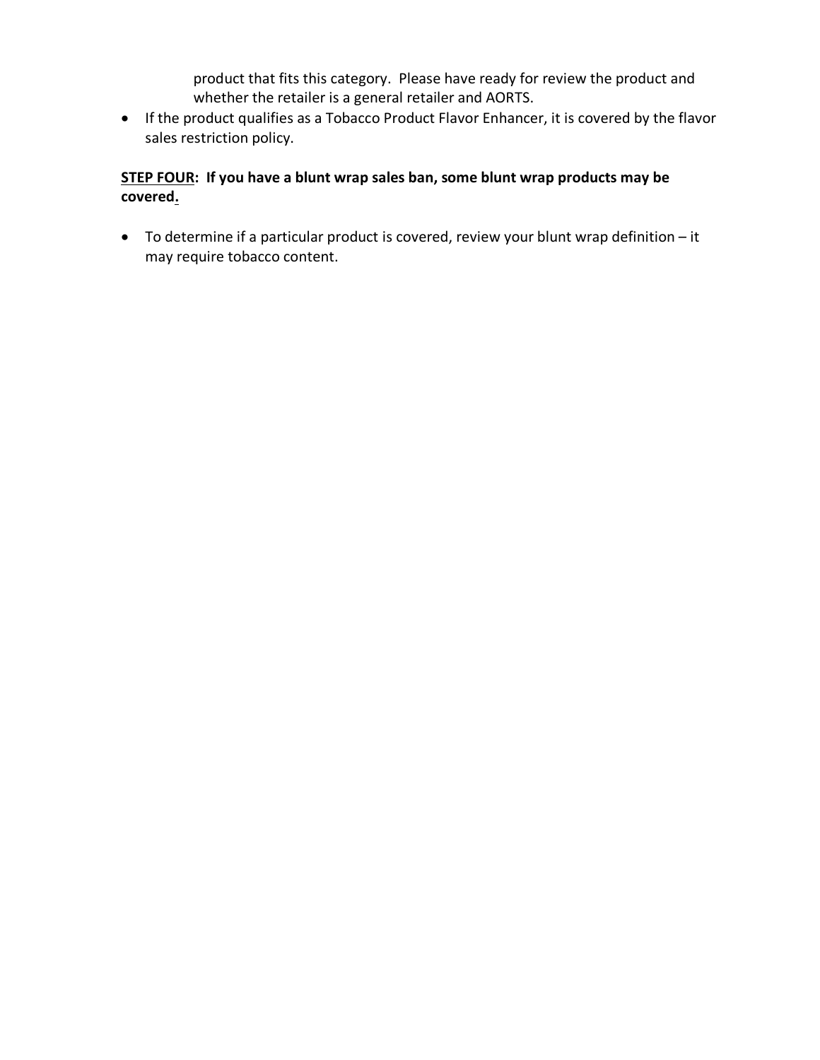product that fits this category. Please have ready for review the product and whether the retailer is a general retailer and AORTS.

- If the product qualifies as a Tobacco Product Flavor Enhancer, it is covered by the flavor sales restriction policy.

**STEP FOUR: If you have a blunt wrap sales ban, some blunt wrap products may be covered.**

- To determine if a particular product is covered, review your blunt wrap definition – it may require tobacco content.